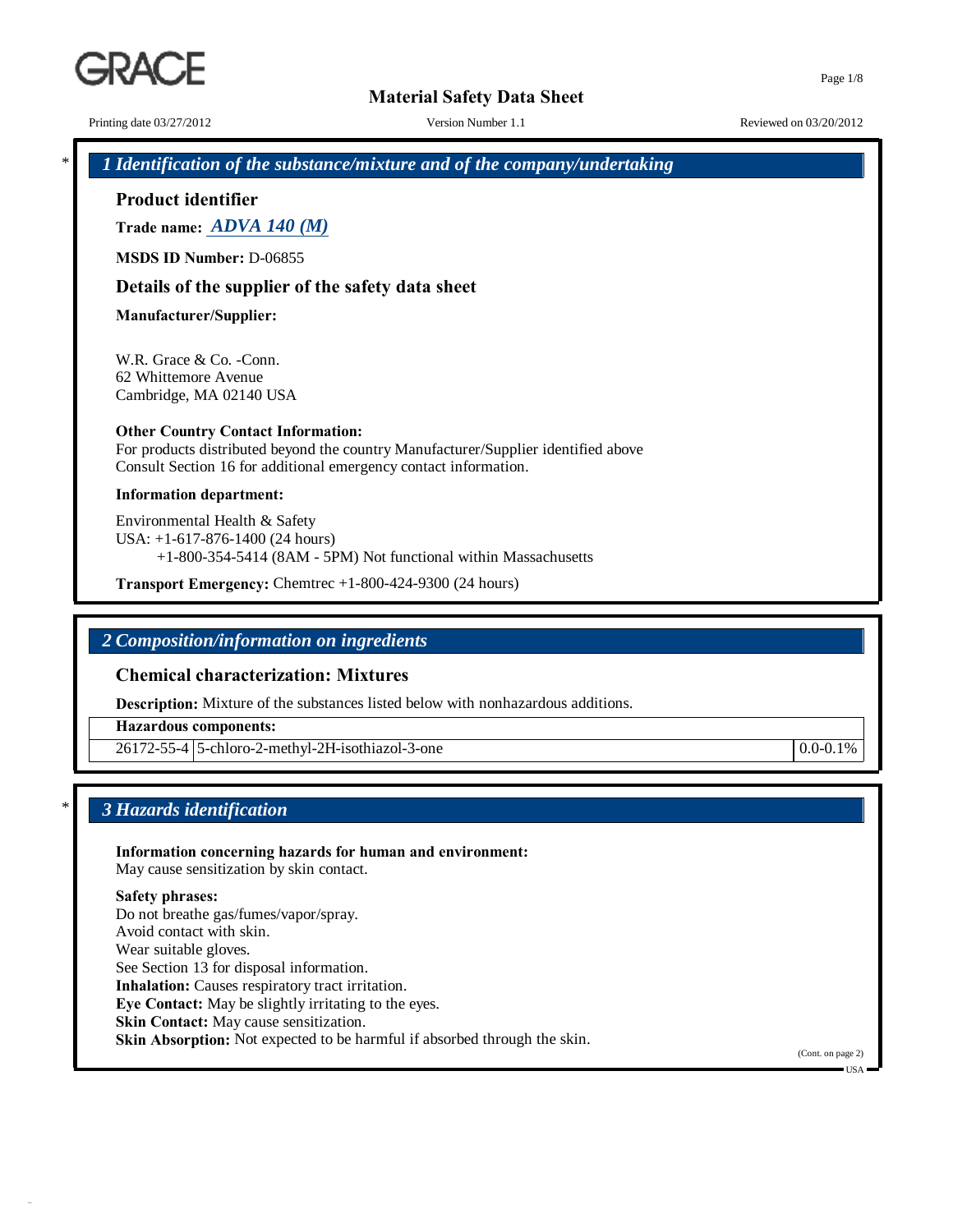GRACE

# Material Safety Data Sheet

Printing date 03/27/2012 Version Number 1.1 Reviewed on 03/20/2012

## * 1 Identification of the substance/mixture and of the company/undertaking

### Product identifier

**Trade name:** ***ADVA 140 (M)***

**MSDS ID Number:** D-06855

### Details of the supplier of the safety data sheet

**Manufacturer/Supplier:**

W.R. Grace & Co. -Conn.
62 Whittemore Avenue
Cambridge, MA 02140 USA

**Other Country Contact Information:**
For products distributed beyond the country Manufacturer/Supplier identified above
Consult Section 16 for additional emergency contact information.

**Information department:**

Environmental Health & Safety
USA: +1-617-876-1400 (24 hours)
+1-800-354-5414 (8AM - 5PM) Not functional within Massachusetts

**Transport Emergency:** Chemtrec +1-800-424-9300 (24 hours)

## 2 Composition/information on ingredients

### Chemical characterization: Mixtures

**Description:** Mixture of the substances listed below with nonhazardous additions.

| **Hazardous components:** | | |
|---|---|---|
| 26172-55-4 | 5-chloro-2-methyl-2H-isothiazol-3-one | 0.0-0.1% |

## * 3 Hazards identification

**Information concerning hazards for human and environment:**
May cause sensitization by skin contact.

**Safety phrases:**
Do not breathe gas/fumes/vapor/spray.
Avoid contact with skin.
Wear suitable gloves.
See Section 13 for disposal information.
**Inhalation:** Causes respiratory tract irritation.
**Eye Contact:** May be slightly irritating to the eyes.
**Skin Contact:** May cause sensitization.
**Skin Absorption:** Not expected to be harmful if absorbed through the skin.

(Cont. on page 2)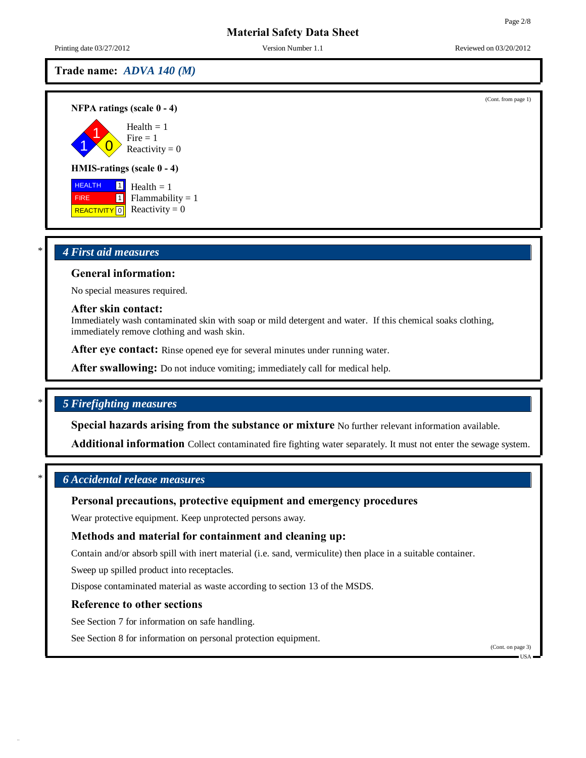**Trade name: *ADVA 140 (M)***

(Cont. from page 1)

**NFPA ratings (scale 0 - 4)**

Health = 1
Fire = 1
Reactivity = 0

**HMIS-ratings (scale 0 - 4)**

| | | |
|---|---|---|
| HEALTH | 1 | Health = 1 |
| FIRE | 1 | Flammability = 1 |
| REACTIVITY | 0 | Reactivity = 0 |

## * 4 First aid measures

### General information:

No special measures required.

### After skin contact:

Immediately wash contaminated skin with soap or mild detergent and water. If this chemical soaks clothing, immediately remove clothing and wash skin.

**After eye contact:** Rinse opened eye for several minutes under running water.

**After swallowing:** Do not induce vomiting; immediately call for medical help.

## * 5 Firefighting measures

**Special hazards arising from the substance or mixture** No further relevant information available.

**Additional information** Collect contaminated fire fighting water separately. It must not enter the sewage system.

## * 6 Accidental release measures

### Personal precautions, protective equipment and emergency procedures

Wear protective equipment. Keep unprotected persons away.

### Methods and material for containment and cleaning up:

Contain and/or absorb spill with inert material (i.e. sand, vermiculite) then place in a suitable container.

Sweep up spilled product into receptacles.

Dispose contaminated material as waste according to section 13 of the MSDS.

### Reference to other sections

See Section 7 for information on safe handling.

See Section 8 for information on personal protection equipment.

(Cont. on page 3)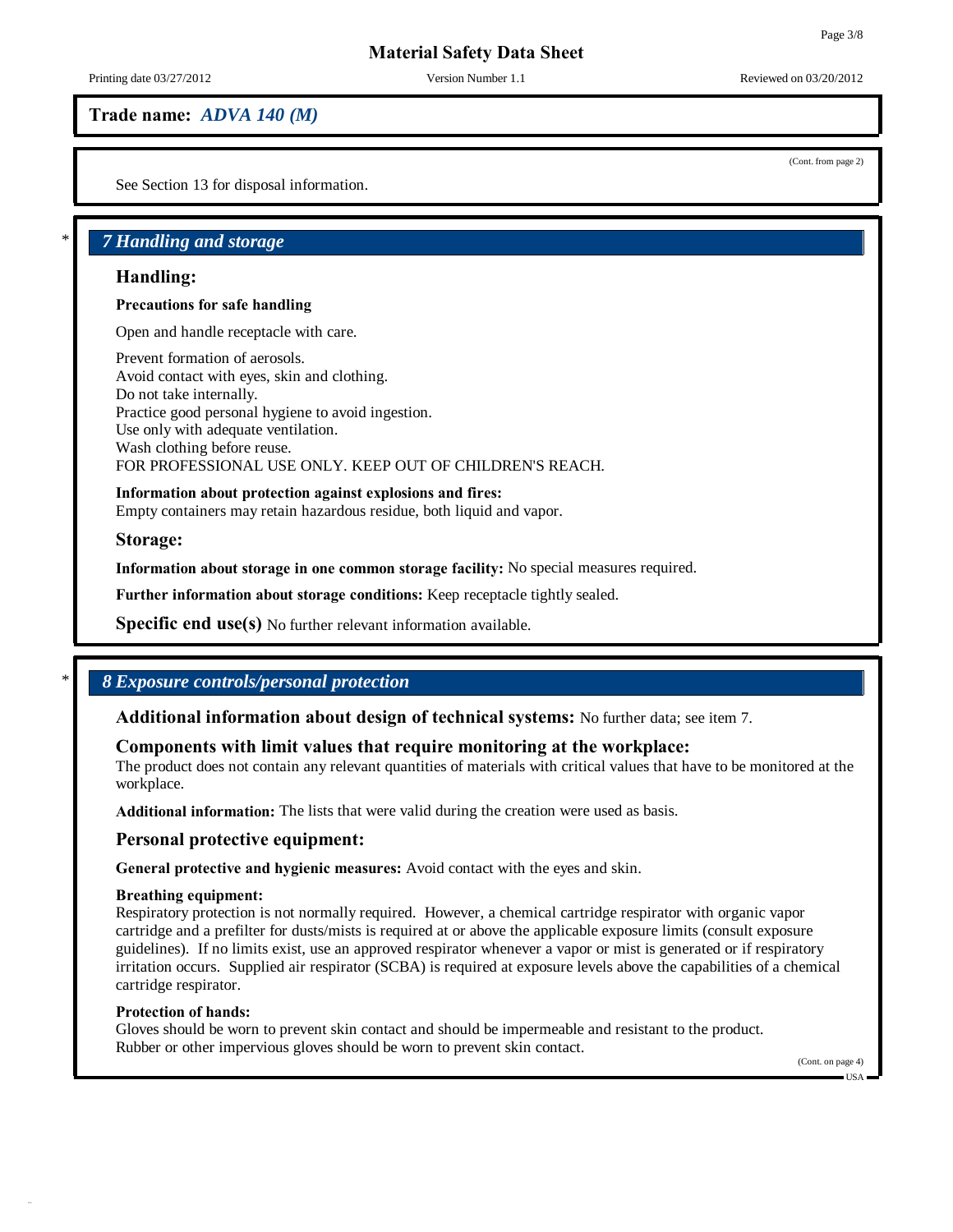(Cont. from page 2)

See Section 13 for disposal information.

## * 7 Handling and storage

### Handling:

**Precautions for safe handling**

Open and handle receptacle with care.

Prevent formation of aerosols.
Avoid contact with eyes, skin and clothing.
Do not take internally.
Practice good personal hygiene to avoid ingestion.
Use only with adequate ventilation.
Wash clothing before reuse.
FOR PROFESSIONAL USE ONLY. KEEP OUT OF CHILDREN'S REACH.

**Information about protection against explosions and fires:**
Empty containers may retain hazardous residue, both liquid and vapor.

### Storage:

**Information about storage in one common storage facility:** No special measures required.

**Further information about storage conditions:** Keep receptacle tightly sealed.

**Specific end use(s)** No further relevant information available.

## * 8 Exposure controls/personal protection

**Additional information about design of technical systems:** No further data; see item 7.

### Components with limit values that require monitoring at the workplace:

The product does not contain any relevant quantities of materials with critical values that have to be monitored at the workplace.

**Additional information:** The lists that were valid during the creation were used as basis.

### Personal protective equipment:

**General protective and hygienic measures:** Avoid contact with the eyes and skin.

**Breathing equipment:**
Respiratory protection is not normally required. However, a chemical cartridge respirator with organic vapor cartridge and a prefilter for dusts/mists is required at or above the applicable exposure limits (consult exposure guidelines). If no limits exist, use an approved respirator whenever a vapor or mist is generated or if respiratory irritation occurs. Supplied air respirator (SCBA) is required at exposure levels above the capabilities of a chemical cartridge respirator.

**Protection of hands:**
Gloves should be worn to prevent skin contact and should be impermeable and resistant to the product.
Rubber or other impervious gloves should be worn to prevent skin contact.

(Cont. on page 4)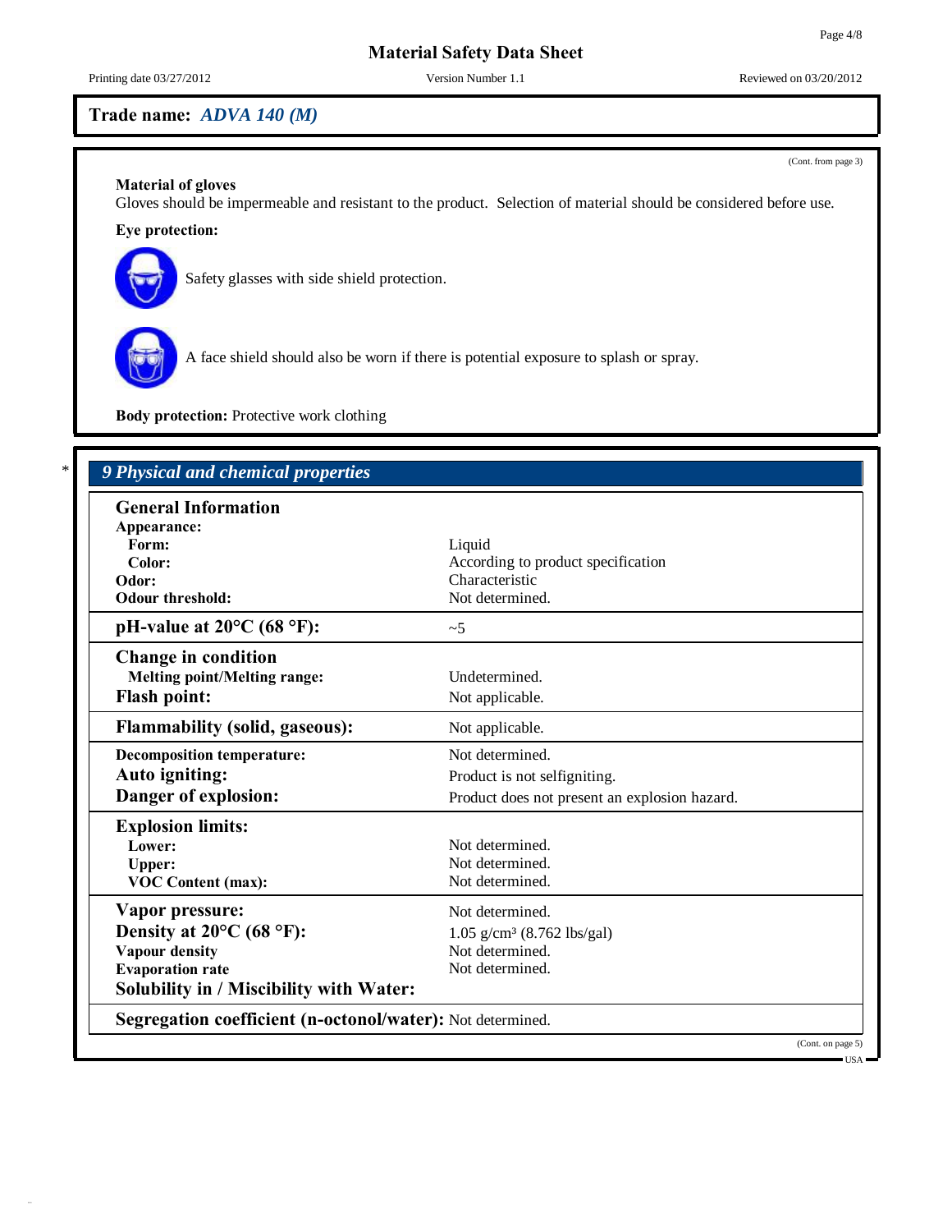**Trade name: *ADVA 140 (M)***

(Cont. from page 3)

**Material of gloves**
Gloves should be impermeable and resistant to the product. Selection of material should be considered before use.

**Eye protection:**

Safety glasses with side shield protection.

A face shield should also be worn if there is potential exposure to splash or spray.

**Body protection:** Protective work clothing

## * 9 Physical and chemical properties

| | |
|---|---|
| **General Information** | |
| **Appearance:** | |
| **Form:** | Liquid |
| **Color:** | According to product specification |
| **Odor:** | Characteristic |
| **Odour threshold:** | Not determined. |
| **pH-value at 20°C (68 °F):** | ~5 |
| **Change in condition** | |
| **Melting point/Melting range:** | Undetermined. |
| **Flash point:** | Not applicable. |
| **Flammability (solid, gaseous):** | Not applicable. |
| **Decomposition temperature:** | Not determined. |
| **Auto igniting:** | Product is not selfigniting. |
| **Danger of explosion:** | Product does not present an explosion hazard. |
| **Explosion limits:** | |
| **Lower:** | Not determined. |
| **Upper:** | Not determined. |
| **VOC Content (max):** | Not determined. |
| **Vapor pressure:** | Not determined. |
| **Density at 20°C (68 °F):** | 1.05 g/cm³ (8.762 lbs/gal) |
| **Vapour density** | Not determined. |
| **Evaporation rate** | Not determined. |
| **Solubility in / Miscibility with Water:** | |
| **Segregation coefficient (n-octonol/water):** | Not determined. |

(Cont. on page 5)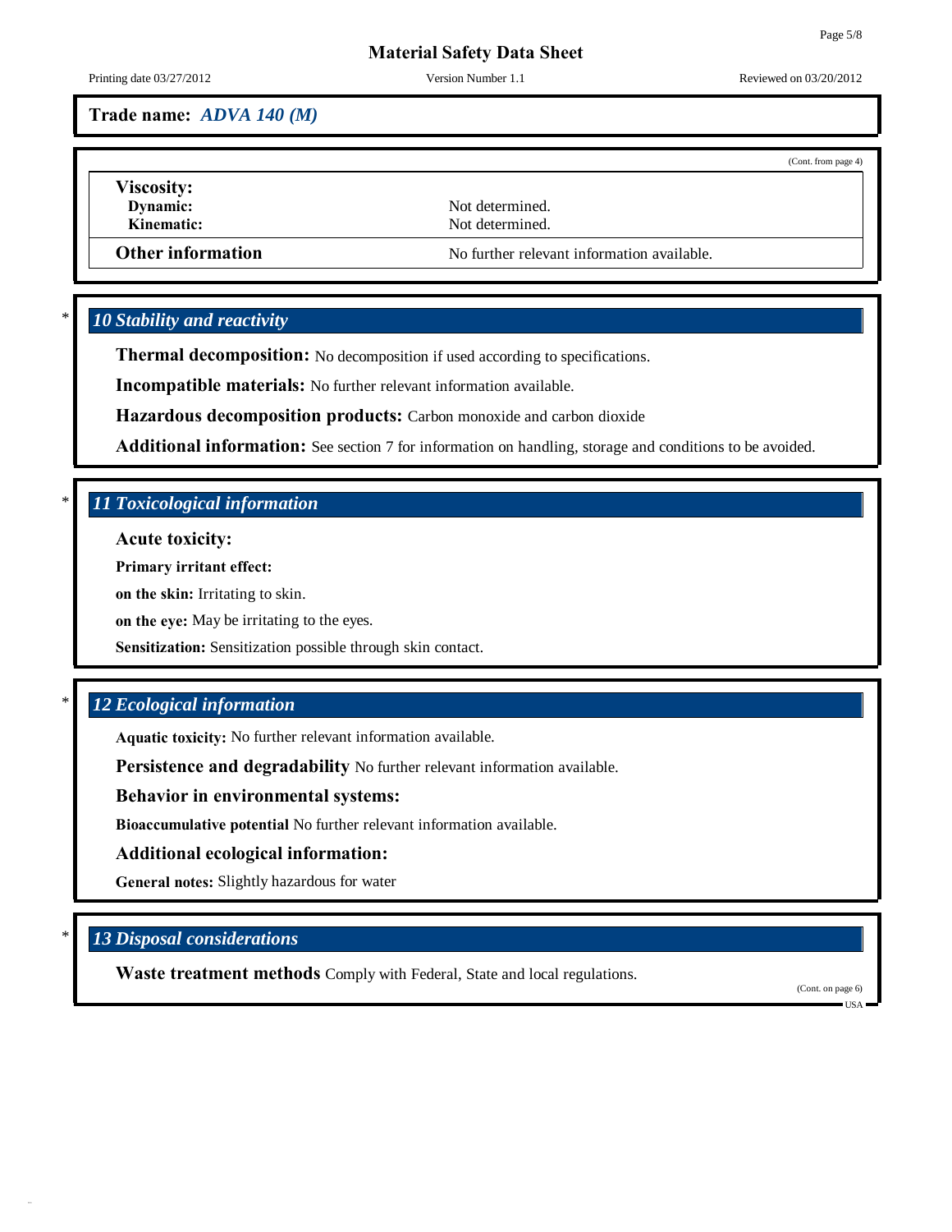**Trade name:** ***ADVA 140 (M)***

(Cont. from page 4)

**Viscosity:**

| | |
|---|---|
| **Dynamic:** | Not determined. |
| **Kinematic:** | Not determined. |
| **Other information** | No further relevant information available. |

## * 10 Stability and reactivity

**Thermal decomposition:** No decomposition if used according to specifications.

**Incompatible materials:** No further relevant information available.

**Hazardous decomposition products:** Carbon monoxide and carbon dioxide

**Additional information:** See section 7 for information on handling, storage and conditions to be avoided.

## * 11 Toxicological information

**Acute toxicity:**

**Primary irritant effect:**

**on the skin:** Irritating to skin.

**on the eye:** May be irritating to the eyes.

**Sensitization:** Sensitization possible through skin contact.

## * 12 Ecological information

**Aquatic toxicity:** No further relevant information available.

**Persistence and degradability** No further relevant information available.

**Behavior in environmental systems:**

**Bioaccumulative potential** No further relevant information available.

**Additional ecological information:**

**General notes:** Slightly hazardous for water

## * 13 Disposal considerations

**Waste treatment methods** Comply with Federal, State and local regulations.

(Cont. on page 6)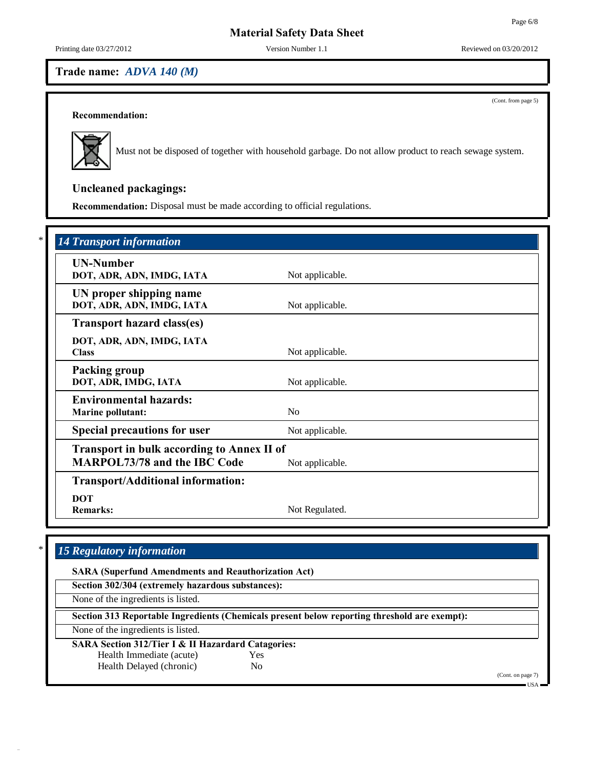Trade name: *ADVA 140 (M)*

(Cont. from page 5)

**Recommendation:**

Must not be disposed of together with household garbage. Do not allow product to reach sewage system.

### Uncleaned packagings:

**Recommendation:** Disposal must be made according to official regulations.

## * 14 Transport information

| | |
|---|---|
| **UN-Number**<br>**DOT, ADR, ADN, IMDG, IATA** | Not applicable. |
| **UN proper shipping name**<br>**DOT, ADR, ADN, IMDG, IATA** | Not applicable. |
| **Transport hazard class(es)**<br>**DOT, ADR, ADN, IMDG, IATA**<br>**Class** | Not applicable. |
| **Packing group**<br>**DOT, ADR, IMDG, IATA** | Not applicable. |
| **Environmental hazards:**<br>**Marine pollutant:** | No |
| **Special precautions for user** | Not applicable. |
| **Transport in bulk according to Annex II of MARPOL73/78 and the IBC Code** | Not applicable. |
| **Transport/Additional information:**<br>**DOT**<br>**Remarks:** | Not Regulated. |

## * 15 Regulatory information

**SARA (Superfund Amendments and Reauthorization Act)**

**Section 302/304 (extremely hazardous substances):**

None of the ingredients is listed.

**Section 313 Reportable Ingredients (Chemicals present below reporting threshold are exempt):**

None of the ingredients is listed.

**SARA Section 312/Tier I & II Hazardard Catagories:**

| | |
|---|---|
| Health Immediate (acute) | Yes |
| Health Delayed (chronic) | No |

(Cont. on page 7)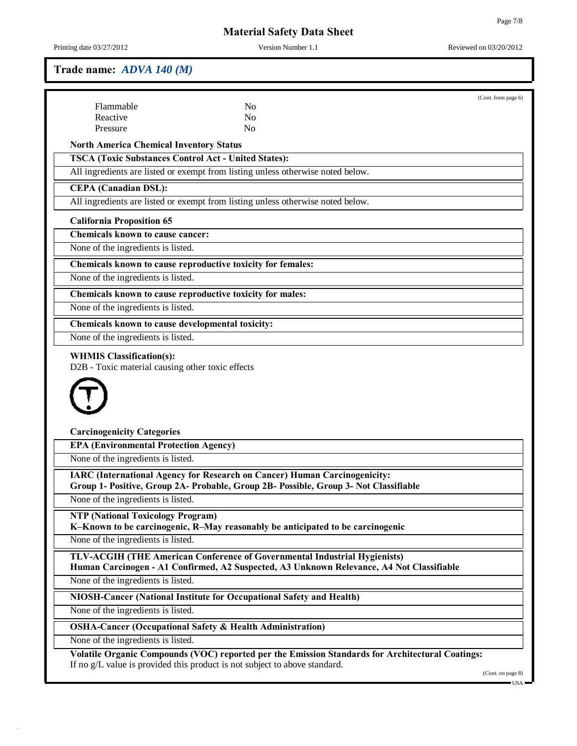## Trade name: *ADVA 140 (M)*

(Cont. from page 6)

| | |
|---|---|
| Flammable | No |
| Reactive | No |
| Pressure | No |

**North America Chemical Inventory Status**

**TSCA (Toxic Substances Control Act - United States):**

All ingredients are listed or exempt from listing unless otherwise noted below.

**CEPA (Canadian DSL):**

All ingredients are listed or exempt from listing unless otherwise noted below.

**California Proposition 65**

**Chemicals known to cause cancer:**

None of the ingredients is listed.

**Chemicals known to cause reproductive toxicity for females:**

None of the ingredients is listed.

**Chemicals known to cause reproductive toxicity for males:**

None of the ingredients is listed.

**Chemicals known to cause developmental toxicity:**

None of the ingredients is listed.

**WHMIS Classification(s):**

D2B - Toxic material causing other toxic effects

**Carcinogenicity Categories**

**EPA (Environmental Protection Agency)**

None of the ingredients is listed.

**IARC (International Agency for Research on Cancer) Human Carcinogenicity:**
**Group 1- Positive, Group 2A- Probable, Group 2B- Possible, Group 3- Not Classifiable**

None of the ingredients is listed.

**NTP (National Toxicology Program)**
**K–Known to be carcinogenic, R–May reasonably be anticipated to be carcinogenic**

None of the ingredients is listed.

**TLV-ACGIH (THE American Conference of Governmental Industrial Hygienists)**
**Human Carcinogen - A1 Confirmed, A2 Suspected, A3 Unknown Relevance, A4 Not Classifiable**

None of the ingredients is listed.

**NIOSH-Cancer (National Institute for Occupational Safety and Health)**

None of the ingredients is listed.

**OSHA-Cancer (Occupational Safety & Health Administration)**

None of the ingredients is listed.

**Volatile Organic Compounds (VOC) reported per the Emission Standards for Architectural Coatings:**
If no g/L value is provided this product is not subject to above standard.

(Cont. on page 8)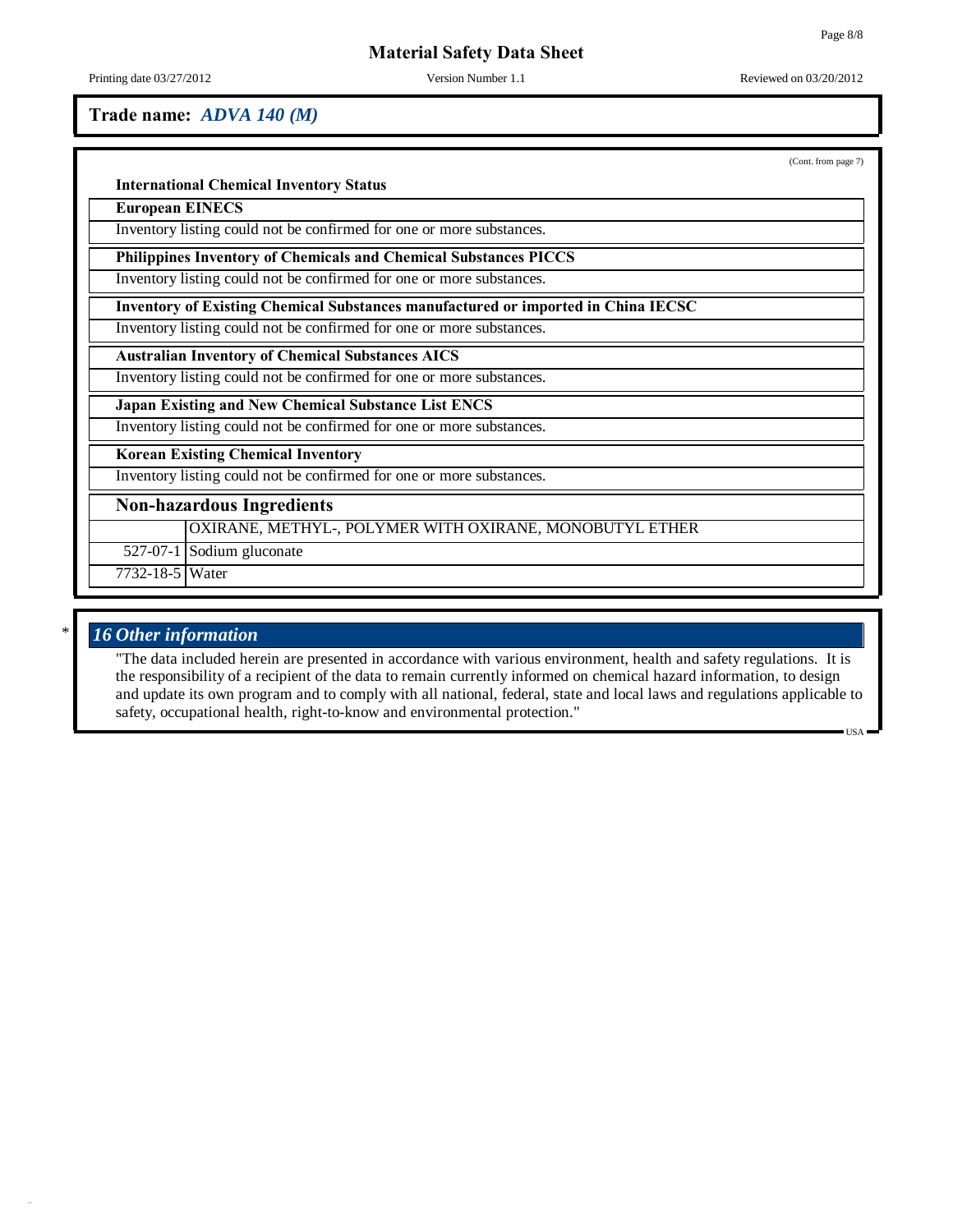**Trade name:** ***ADVA 140 (M)***

(Cont. from page 7)

**International Chemical Inventory Status**

**European EINECS**

Inventory listing could not be confirmed for one or more substances.

**Philippines Inventory of Chemicals and Chemical Substances PICCS**

Inventory listing could not be confirmed for one or more substances.

**Inventory of Existing Chemical Substances manufactured or imported in China IECSC**

Inventory listing could not be confirmed for one or more substances.

**Australian Inventory of Chemical Substances AICS**

Inventory listing could not be confirmed for one or more substances.

**Japan Existing and New Chemical Substance List ENCS**

Inventory listing could not be confirmed for one or more substances.

**Korean Existing Chemical Inventory**

Inventory listing could not be confirmed for one or more substances.

### Non-hazardous Ingredients

| | |
|---|---|
| | OXIRANE, METHYL-, POLYMER WITH OXIRANE, MONOBUTYL ETHER |
| 527-07-1 | Sodium gluconate |
| 7732-18-5 | Water |

## * *16 Other information*

"The data included herein are presented in accordance with various environment, health and safety regulations. It is the responsibility of a recipient of the data to remain currently informed on chemical hazard information, to design and update its own program and to comply with all national, federal, state and local laws and regulations applicable to safety, occupational health, right-to-know and environmental protection."

USA